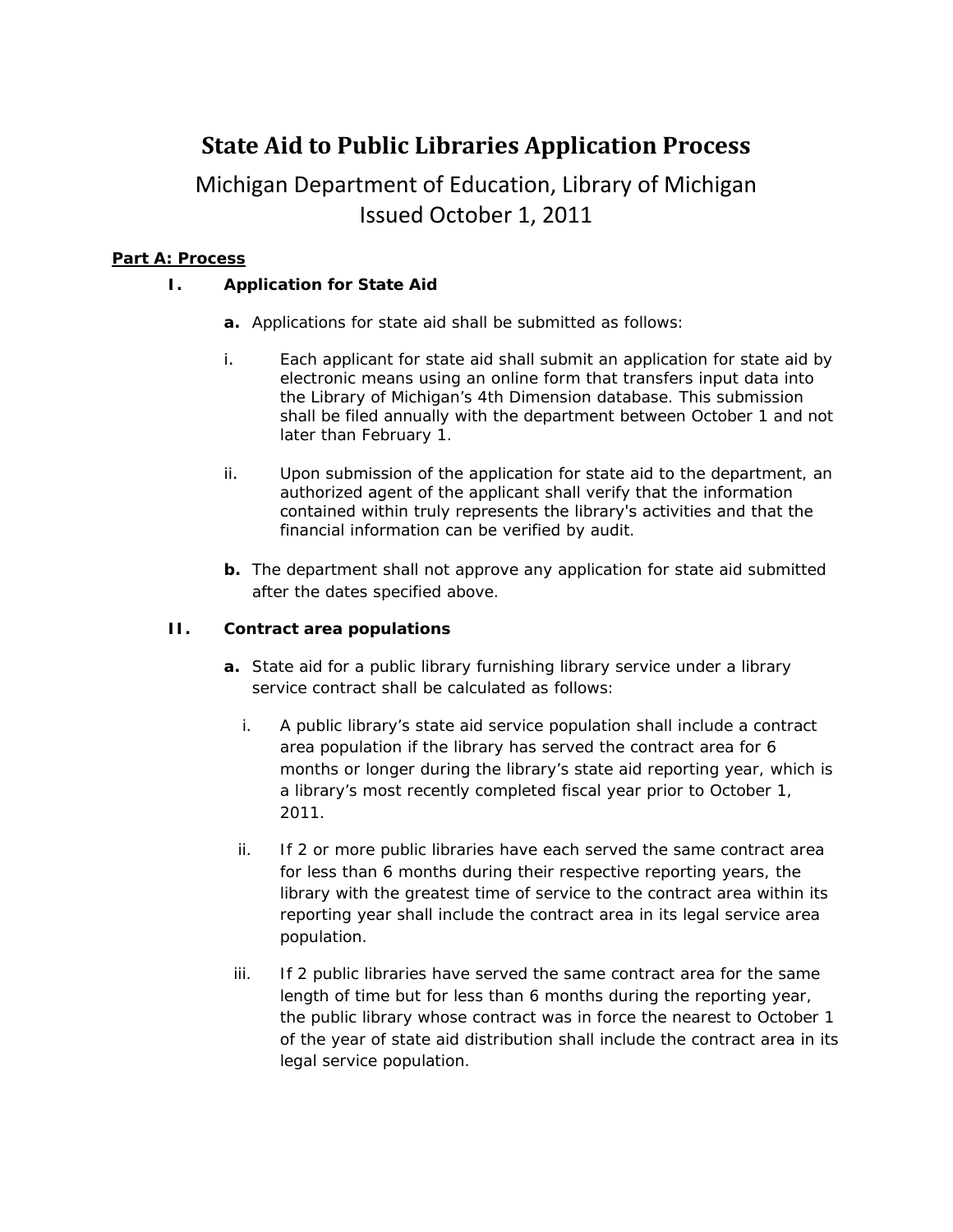# State Aid to Public Libraries Application Process

Michigan Department of Education, Library of Michigan
Issued October 1, 2011

**Part A: Process**

## I. Application for State Aid

**a.** Applications for state aid shall be submitted as follows:

i. Each applicant for state aid shall submit an application for state aid by electronic means using an online form that transfers input data into the Library of Michigan's 4th Dimension database. This submission shall be filed annually with the department between October 1 and not later than February 1.

ii. Upon submission of the application for state aid to the department, an authorized agent of the applicant shall verify that the information contained within truly represents the library's activities and that the financial information can be verified by audit.

**b.** The department shall not approve any application for state aid submitted after the dates specified above.

## II. Contract area populations

**a.** State aid for a public library furnishing library service under a library service contract shall be calculated as follows:

i. A public library's state aid service population shall include a contract area population if the library has served the contract area for 6 months or longer during the library's state aid reporting year, which is a library's most recently completed fiscal year prior to October 1, 2011.

ii. If 2 or more public libraries have each served the same contract area for less than 6 months during their respective reporting years, the library with the greatest time of service to the contract area within its reporting year shall include the contract area in its legal service area population.

iii. If 2 public libraries have served the same contract area for the same length of time but for less than 6 months during the reporting year, the public library whose contract was in force the nearest to October 1 of the year of state aid distribution shall include the contract area in its legal service population.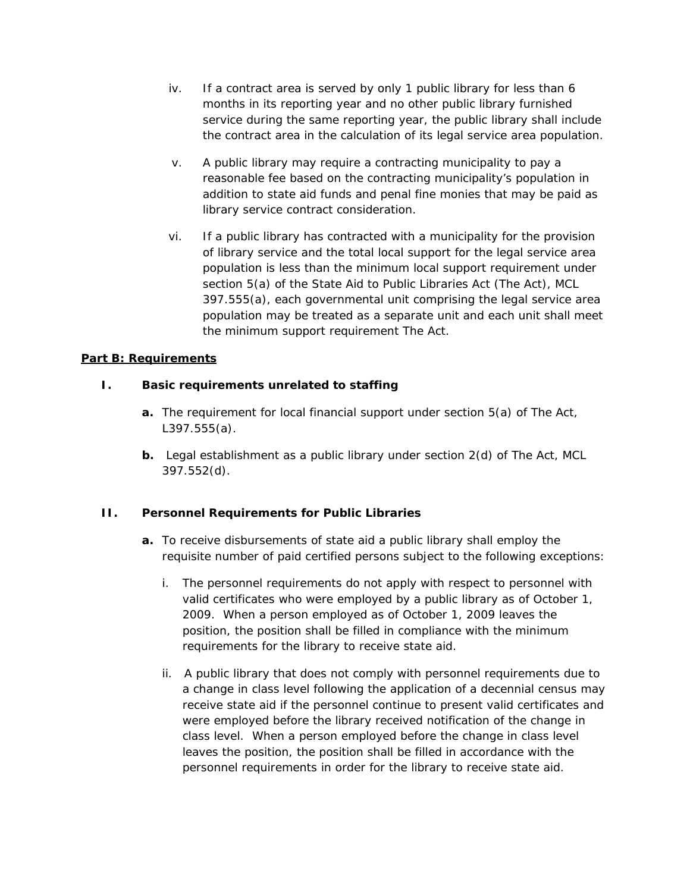iv. If a contract area is served by only 1 public library for less than 6 months in its reporting year and no other public library furnished service during the same reporting year, the public library shall include the contract area in the calculation of its legal service area population.

v. A public library may require a contracting municipality to pay a reasonable fee based on the contracting municipality's population in addition to state aid funds and penal fine monies that may be paid as library service contract consideration.

vi. If a public library has contracted with a municipality for the provision of library service and the total local support for the legal service area population is less than the minimum local support requirement under section 5(a) of the State Aid to Public Libraries Act (The Act), MCL 397.555(a), each governmental unit comprising the legal service area population may be treated as a separate unit and each unit shall meet the minimum support requirement The Act.

**Part B: Requirements**

**I. Basic requirements unrelated to staffing**

**a.** The requirement for local financial support under section 5(a) of The Act, L397.555(a).

**b.** Legal establishment as a public library under section 2(d) of The Act, MCL 397.552(d).

**II. Personnel Requirements for Public Libraries**

**a.** To receive disbursements of state aid a public library shall employ the requisite number of paid certified persons subject to the following exceptions:

i. The personnel requirements do not apply with respect to personnel with valid certificates who were employed by a public library as of October 1, 2009. When a person employed as of October 1, 2009 leaves the position, the position shall be filled in compliance with the minimum requirements for the library to receive state aid.

ii. A public library that does not comply with personnel requirements due to a change in class level following the application of a decennial census may receive state aid if the personnel continue to present valid certificates and were employed before the library received notification of the change in class level. When a person employed before the change in class level leaves the position, the position shall be filled in accordance with the personnel requirements in order for the library to receive state aid.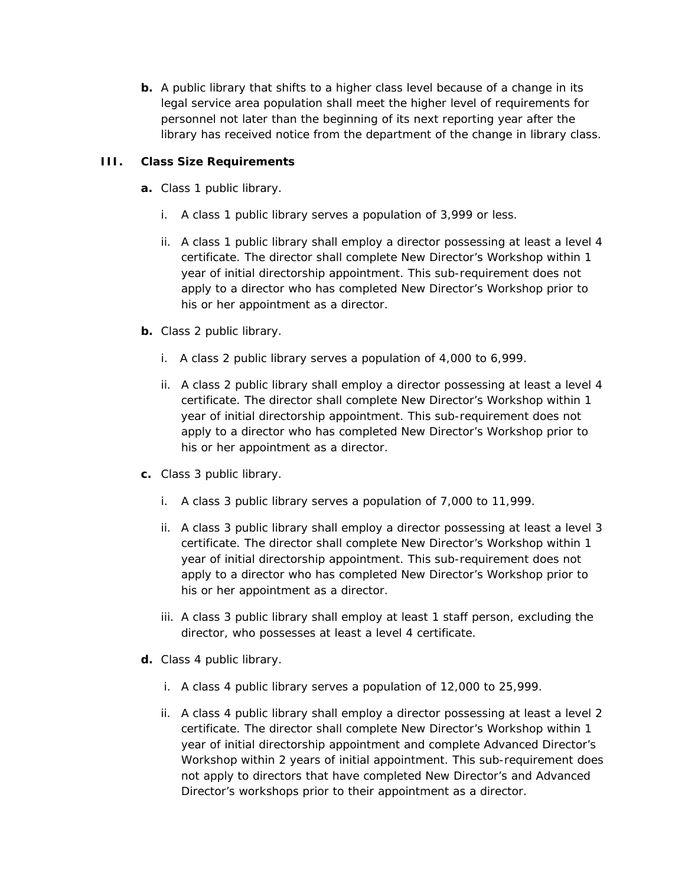**b.** A public library that shifts to a higher class level because of a change in its legal service area population shall meet the higher level of requirements for personnel not later than the beginning of its next reporting year after the library has received notice from the department of the change in library class.

## III. Class Size Requirements

**a.** Class 1 public library.

i. A class 1 public library serves a population of 3,999 or less.

ii. A class 1 public library shall employ a director possessing at least a level 4 certificate. The director shall complete New Director's Workshop within 1 year of initial directorship appointment. This sub-requirement does not apply to a director who has completed New Director's Workshop prior to his or her appointment as a director.

**b.** Class 2 public library.

i. A class 2 public library serves a population of 4,000 to 6,999.

ii. A class 2 public library shall employ a director possessing at least a level 4 certificate. The director shall complete New Director's Workshop within 1 year of initial directorship appointment. This sub-requirement does not apply to a director who has completed New Director's Workshop prior to his or her appointment as a director.

**c.** Class 3 public library.

i. A class 3 public library serves a population of 7,000 to 11,999.

ii. A class 3 public library shall employ a director possessing at least a level 3 certificate. The director shall complete New Director's Workshop within 1 year of initial directorship appointment. This sub-requirement does not apply to a director who has completed New Director's Workshop prior to his or her appointment as a director.

iii. A class 3 public library shall employ at least 1 staff person, excluding the director, who possesses at least a level 4 certificate.

**d.** Class 4 public library.

i. A class 4 public library serves a population of 12,000 to 25,999.

ii. A class 4 public library shall employ a director possessing at least a level 2 certificate. The director shall complete New Director's Workshop within 1 year of initial directorship appointment and complete Advanced Director's Workshop within 2 years of initial appointment. This sub-requirement does not apply to directors that have completed New Director's and Advanced Director's workshops prior to their appointment as a director.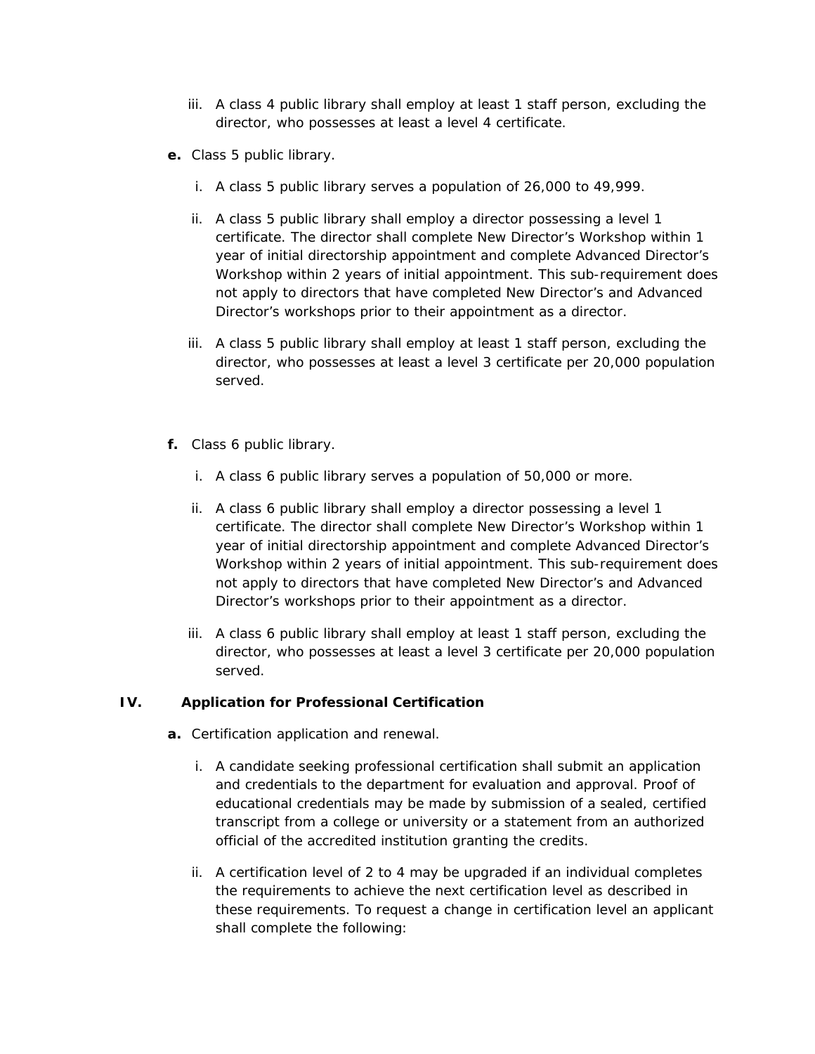iii. A class 4 public library shall employ at least 1 staff person, excluding the director, who possesses at least a level 4 certificate.

**e.** Class 5 public library.

i. A class 5 public library serves a population of 26,000 to 49,999.

ii. A class 5 public library shall employ a director possessing a level 1 certificate. The director shall complete New Director's Workshop within 1 year of initial directorship appointment and complete Advanced Director's Workshop within 2 years of initial appointment. This sub-requirement does not apply to directors that have completed New Director's and Advanced Director's workshops prior to their appointment as a director.

iii. A class 5 public library shall employ at least 1 staff person, excluding the director, who possesses at least a level 3 certificate per 20,000 population served.

**f.** Class 6 public library.

i. A class 6 public library serves a population of 50,000 or more.

ii. A class 6 public library shall employ a director possessing a level 1 certificate. The director shall complete New Director's Workshop within 1 year of initial directorship appointment and complete Advanced Director's Workshop within 2 years of initial appointment. This sub-requirement does not apply to directors that have completed New Director's and Advanced Director's workshops prior to their appointment as a director.

iii. A class 6 public library shall employ at least 1 staff person, excluding the director, who possesses at least a level 3 certificate per 20,000 population served.

## IV. Application for Professional Certification

**a.** Certification application and renewal.

i. A candidate seeking professional certification shall submit an application and credentials to the department for evaluation and approval. Proof of educational credentials may be made by submission of a sealed, certified transcript from a college or university or a statement from an authorized official of the accredited institution granting the credits.

ii. A certification level of 2 to 4 may be upgraded if an individual completes the requirements to achieve the next certification level as described in these requirements. To request a change in certification level an applicant shall complete the following: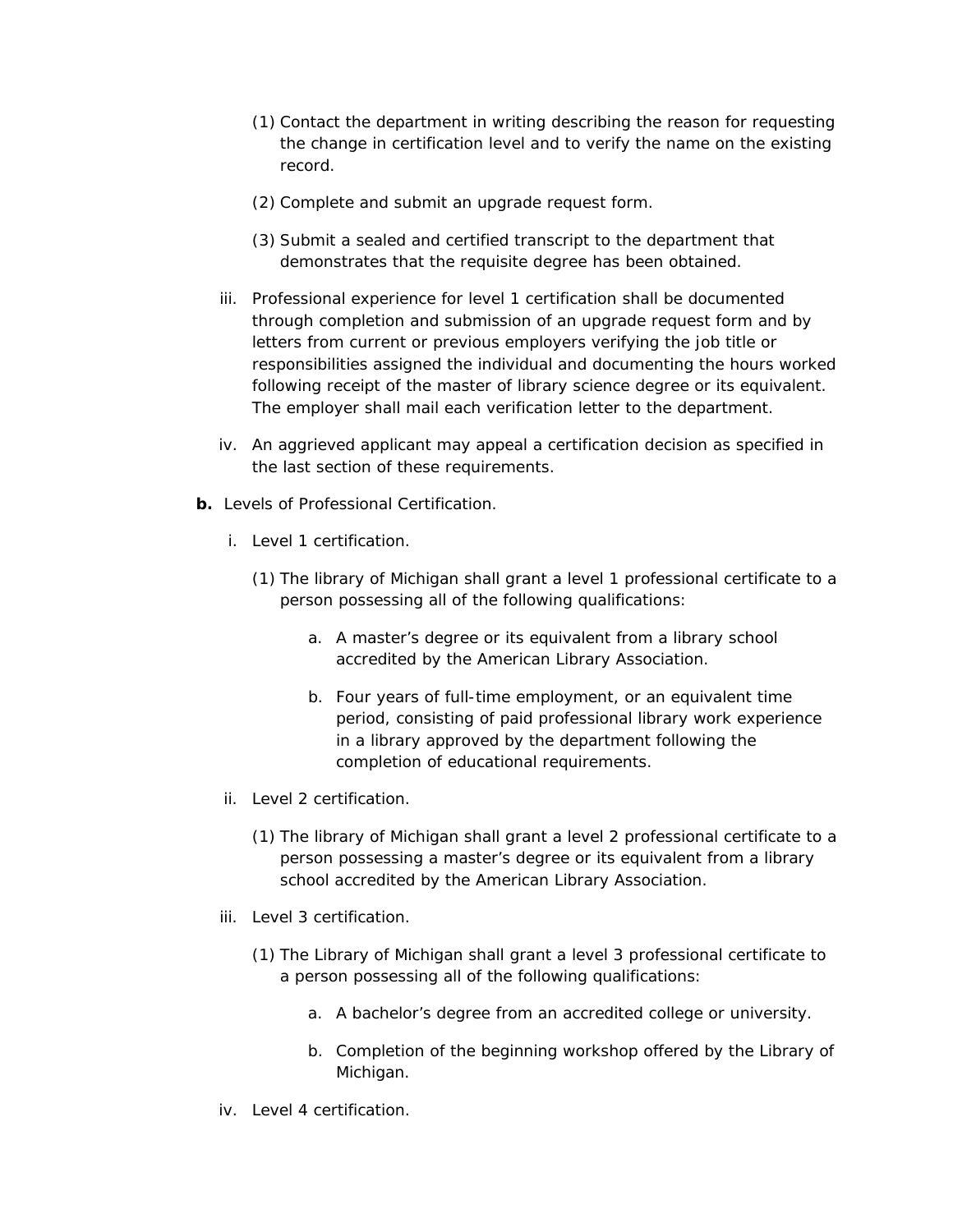- (1) Contact the department in writing describing the reason for requesting the change in certification level and to verify the name on the existing record.
   - (2) Complete and submit an upgrade request form.
   - (3) Submit a sealed and certified transcript to the department that demonstrates that the requisite degree has been obtained.

   iii. Professional experience for level 1 certification shall be documented through completion and submission of an upgrade request form and by letters from current or previous employers verifying the job title or responsibilities assigned the individual and documenting the hours worked following receipt of the master of library science degree or its equivalent. The employer shall mail each verification letter to the department.

   iv. An aggrieved applicant may appeal a certification decision as specified in the last section of these requirements.

**b.** Levels of Professional Certification.

   i. Level 1 certification.

   - (1) The library of Michigan shall grant a level 1 professional certificate to a person possessing all of the following qualifications:
     - a. A master's degree or its equivalent from a library school accredited by the American Library Association.
     - b. Four years of full-time employment, or an equivalent time period, consisting of paid professional library work experience in a library approved by the department following the completion of educational requirements.

   ii. Level 2 certification.

   - (1) The library of Michigan shall grant a level 2 professional certificate to a person possessing a master's degree or its equivalent from a library school accredited by the American Library Association.

   iii. Level 3 certification.

   - (1) The Library of Michigan shall grant a level 3 professional certificate to a person possessing all of the following qualifications:
     - a. A bachelor's degree from an accredited college or university.
     - b. Completion of the beginning workshop offered by the Library of Michigan.

   iv. Level 4 certification.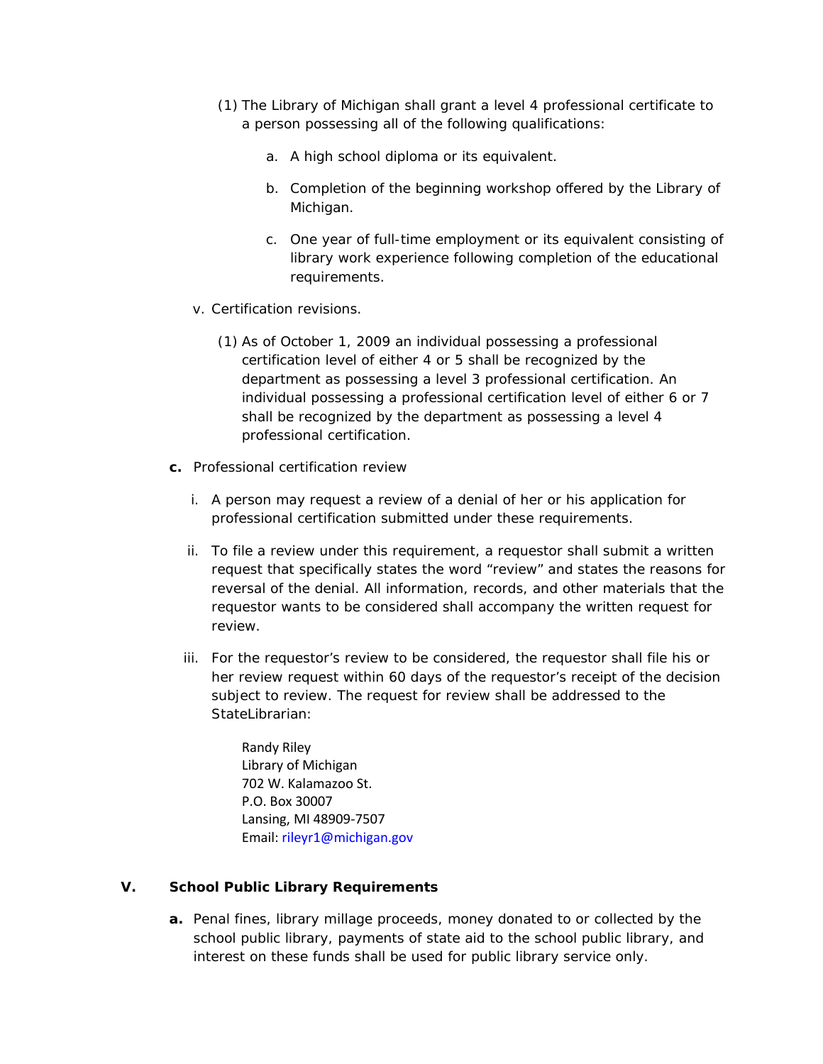(1) The Library of Michigan shall grant a level 4 professional certificate to a person possessing all of the following qualifications:

a. A high school diploma or its equivalent.

b. Completion of the beginning workshop offered by the Library of Michigan.

c. One year of full-time employment or its equivalent consisting of library work experience following completion of the educational requirements.

v. Certification revisions.

(1) As of October 1, 2009 an individual possessing a professional certification level of either 4 or 5 shall be recognized by the department as possessing a level 3 professional certification. An individual possessing a professional certification level of either 6 or 7 shall be recognized by the department as possessing a level 4 professional certification.

**c.** Professional certification review

i. A person may request a review of a denial of her or his application for professional certification submitted under these requirements.

ii. To file a review under this requirement, a requestor shall submit a written request that specifically states the word “review” and states the reasons for reversal of the denial. All information, records, and other materials that the requestor wants to be considered shall accompany the written request for review.

iii. For the requestor’s review to be considered, the requestor shall file his or her review request within 60 days of the requestor’s receipt of the decision subject to review. The request for review shall be addressed to the StateLibrarian:

Randy Riley
Library of Michigan
702 W. Kalamazoo St.
P.O. Box 30007
Lansing, MI 48909-7507
Email: rileyr1@michigan.gov

## V. School Public Library Requirements

**a.** Penal fines, library millage proceeds, money donated to or collected by the school public library, payments of state aid to the school public library, and interest on these funds shall be used for public library service only.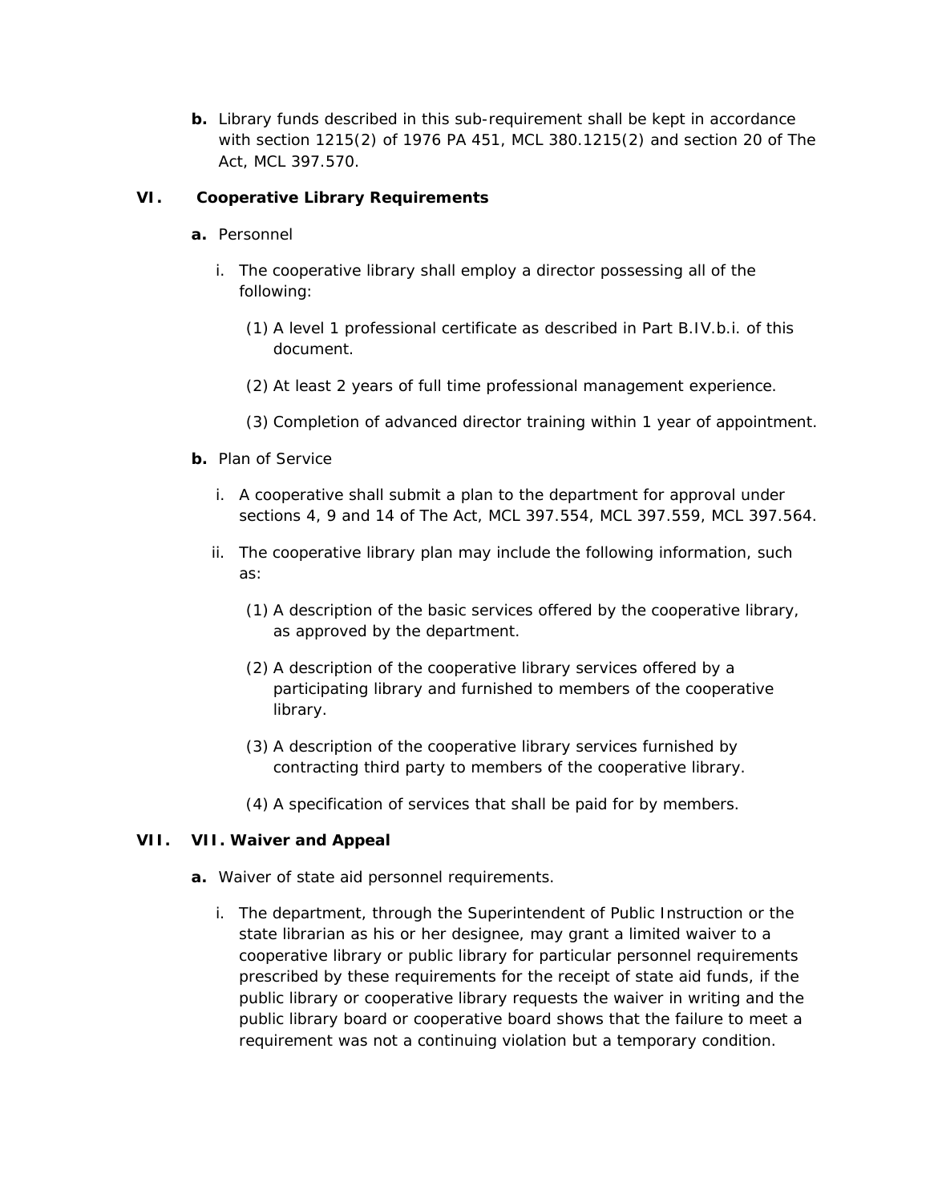b. Library funds described in this sub-requirement shall be kept in accordance with section 1215(2) of 1976 PA 451, MCL 380.1215(2) and section 20 of The Act, MCL 397.570.

## VI. Cooperative Library Requirements

**a.** Personnel

i. The cooperative library shall employ a director possessing all of the following:

(1) A level 1 professional certificate as described in Part B.IV.b.i. of this document.

(2) At least 2 years of full time professional management experience.

(3) Completion of advanced director training within 1 year of appointment.

**b.** Plan of Service

i. A cooperative shall submit a plan to the department for approval under sections 4, 9 and 14 of The Act, MCL 397.554, MCL 397.559, MCL 397.564.

ii. The cooperative library plan may include the following information, such as:

(1) A description of the basic services offered by the cooperative library, as approved by the department.

(2) A description of the cooperative library services offered by a participating library and furnished to members of the cooperative library.

(3) A description of the cooperative library services furnished by contracting third party to members of the cooperative library.

(4) A specification of services that shall be paid for by members.

## VII. VII. Waiver and Appeal

**a.** Waiver of state aid personnel requirements.

i. The department, through the Superintendent of Public Instruction or the state librarian as his or her designee, may grant a limited waiver to a cooperative library or public library for particular personnel requirements prescribed by these requirements for the receipt of state aid funds, if the public library or cooperative library requests the waiver in writing and the public library board or cooperative board shows that the failure to meet a requirement was not a continuing violation but a temporary condition.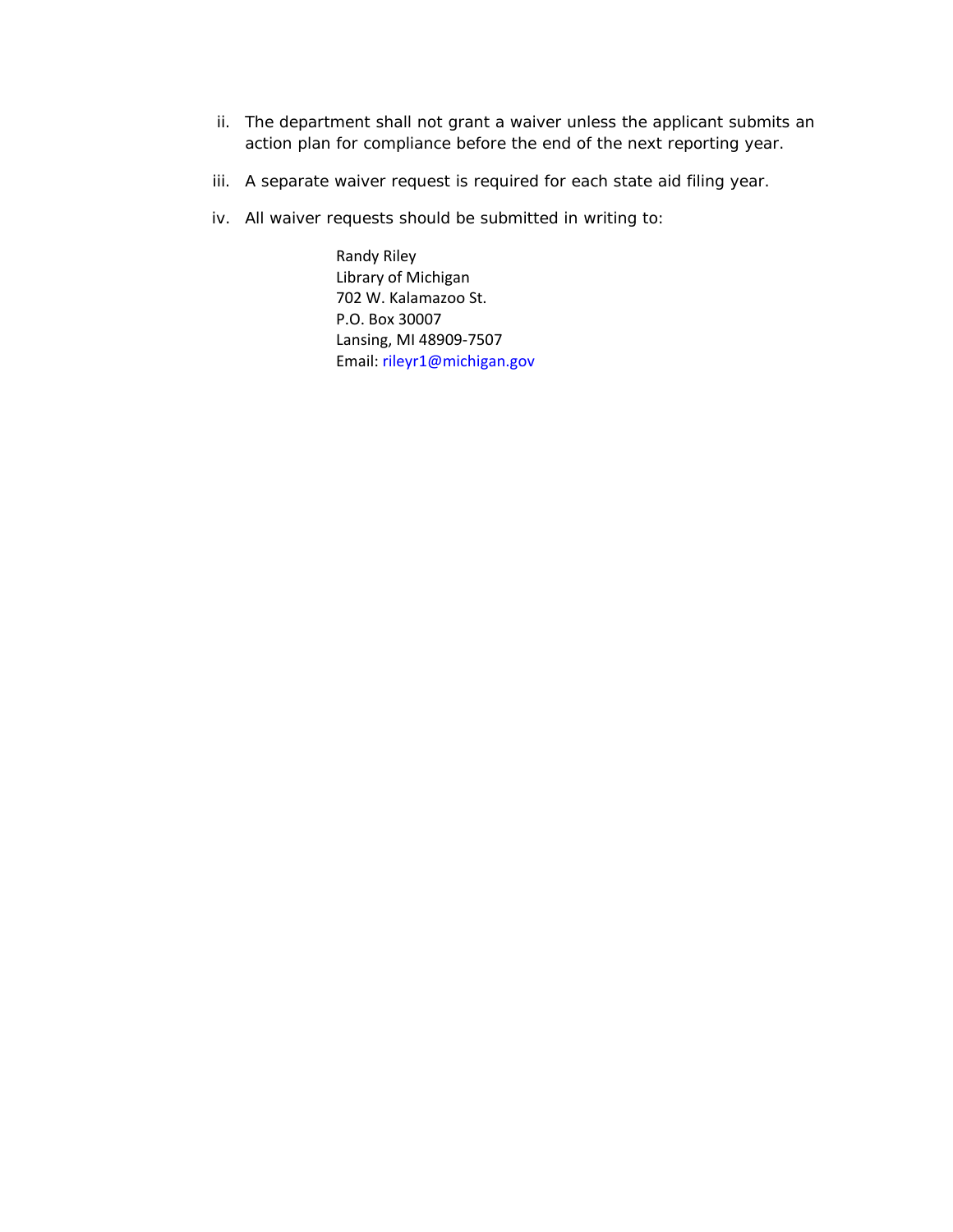ii. The department shall not grant a waiver unless the applicant submits an action plan for compliance before the end of the next reporting year.

iii. A separate waiver request is required for each state aid filing year.

iv. All waiver requests should be submitted in writing to:

> Randy Riley
> Library of Michigan
> 702 W. Kalamazoo St.
> P.O. Box 30007
> Lansing, MI 48909-7507
> Email: rileyr1@michigan.gov